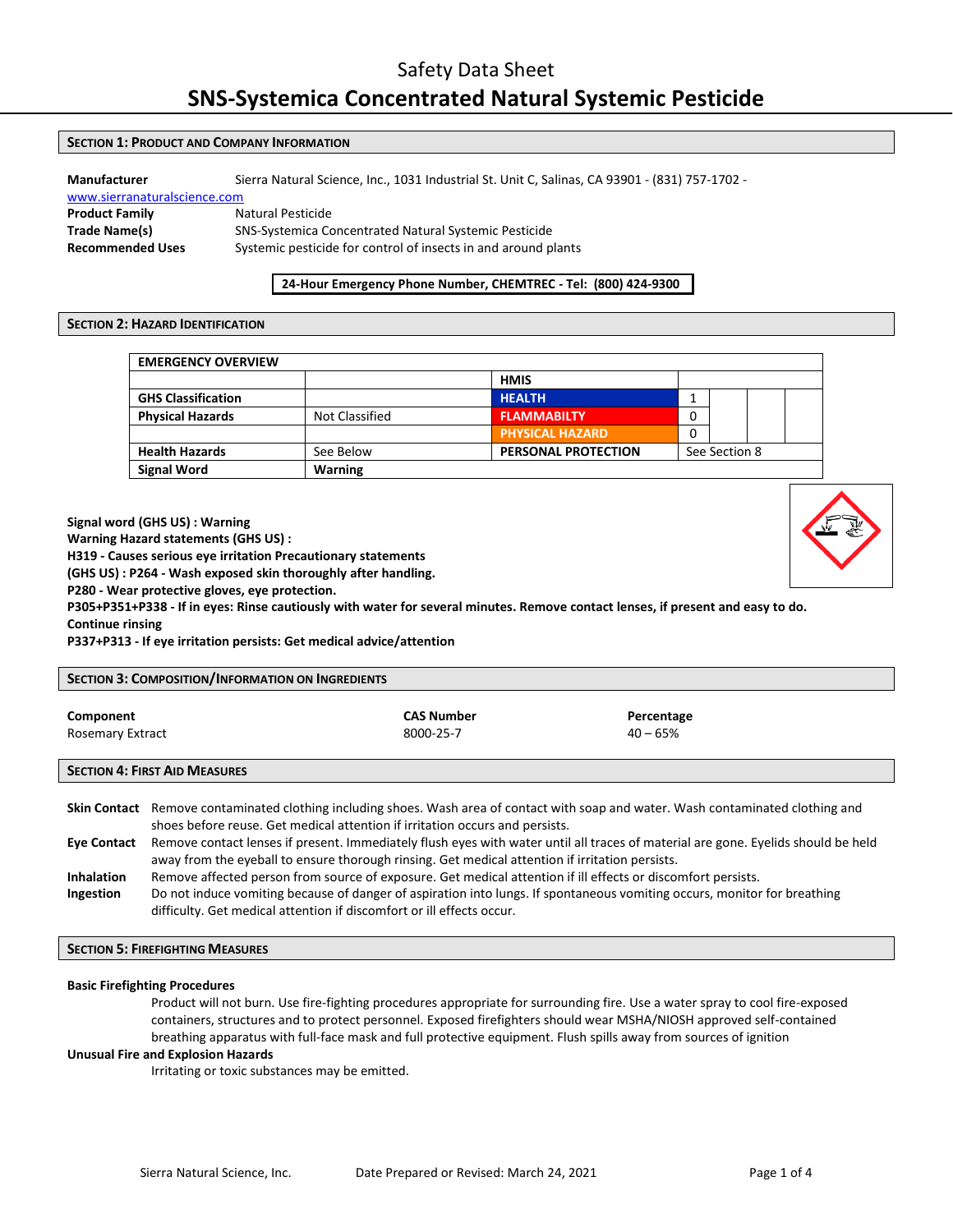# Safety Data Sheet

# SNS-Systemica Concentrated Natural Systemic Pesticide

## SECTION 1: PRODUCT AND COMPANY INFORMATION

**Manufacturer** Sierra Natural Science, Inc., 1031 Industrial St. Unit C, Salinas, CA 93901 - (831) 757-1702 - www.sierranaturalscience.com

**Product Family** Natural Pesticide

**Trade Name(s)** SNS-Systemica Concentrated Natural Systemic Pesticide

**Recommended Uses** Systemic pesticide for control of insects in and around plants

**24-Hour Emergency Phone Number, CHEMTREC - Tel: (800) 424-9300**

## SECTION 2: HAZARD IDENTIFICATION

| EMERGENCY OVERVIEW | | | | | | |
|---|---|---|---|---|---|---|
| | | **HMIS** | | | | |
| **GHS Classification** | | **HEALTH** | 1 | | | |
| **Physical Hazards** | Not Classified | **FLAMMABILTY** | 0 | | | |
| | | **PHYSICAL HAZARD** | 0 | | | |
| **Health Hazards** | See Below | **PERSONAL PROTECTION** | See Section 8 | | | |
| **Signal Word** | **Warning** | | | | | |

**Signal word (GHS US) : Warning**

**Warning Hazard statements (GHS US) :**

**H319 - Causes serious eye irritation Precautionary statements**

**(GHS US) : P264 - Wash exposed skin thoroughly after handling.**

**P280 - Wear protective gloves, eye protection.**

**P305+P351+P338 - If in eyes: Rinse cautiously with water for several minutes. Remove contact lenses, if present and easy to do. Continue rinsing**

**P337+P313 - If eye irritation persists: Get medical advice/attention**

## SECTION 3: COMPOSITION/INFORMATION ON INGREDIENTS

| Component | CAS Number | Percentage |
|---|---|---|
| Rosemary Extract | 8000-25-7 | 40 – 65% |

## SECTION 4: FIRST AID MEASURES

**Skin Contact** Remove contaminated clothing including shoes. Wash area of contact with soap and water. Wash contaminated clothing and shoes before reuse. Get medical attention if irritation occurs and persists.

**Eye Contact** Remove contact lenses if present. Immediately flush eyes with water until all traces of material are gone. Eyelids should be held away from the eyeball to ensure thorough rinsing. Get medical attention if irritation persists.

**Inhalation** Remove affected person from source of exposure. Get medical attention if ill effects or discomfort persists.

**Ingestion** Do not induce vomiting because of danger of aspiration into lungs. If spontaneous vomiting occurs, monitor for breathing difficulty. Get medical attention if discomfort or ill effects occur.

## SECTION 5: FIREFIGHTING MEASURES

**Basic Firefighting Procedures**

Product will not burn. Use fire-fighting procedures appropriate for surrounding fire. Use a water spray to cool fire-exposed containers, structures and to protect personnel. Exposed firefighters should wear MSHA/NIOSH approved self-contained breathing apparatus with full-face mask and full protective equipment. Flush spills away from sources of ignition

**Unusual Fire and Explosion Hazards**

Irritating or toxic substances may be emitted.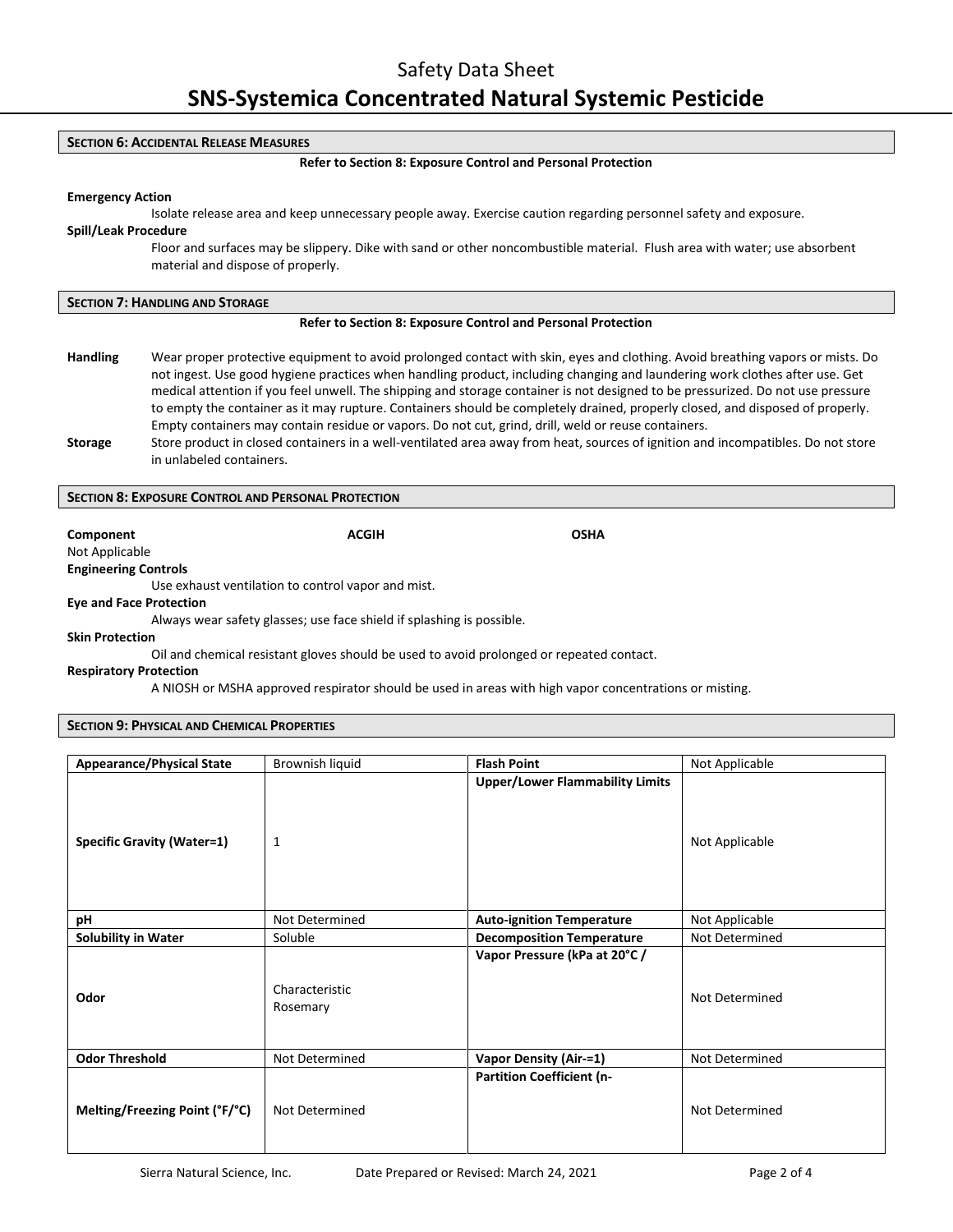## SECTION 6: ACCIDENTAL RELEASE MEASURES

**Refer to Section 8: Exposure Control and Personal Protection**

**Emergency Action**

Isolate release area and keep unnecessary people away. Exercise caution regarding personnel safety and exposure.

**Spill/Leak Procedure**

Floor and surfaces may be slippery. Dike with sand or other noncombustible material. Flush area with water; use absorbent material and dispose of properly.

## SECTION 7: HANDLING AND STORAGE

**Refer to Section 8: Exposure Control and Personal Protection**

**Handling** Wear proper protective equipment to avoid prolonged contact with skin, eyes and clothing. Avoid breathing vapors or mists. Do not ingest. Use good hygiene practices when handling product, including changing and laundering work clothes after use. Get medical attention if you feel unwell. The shipping and storage container is not designed to be pressurized. Do not use pressure to empty the container as it may rupture. Containers should be completely drained, properly closed, and disposed of properly. Empty containers may contain residue or vapors. Do not cut, grind, drill, weld or reuse containers.

**Storage** Store product in closed containers in a well-ventilated area away from heat, sources of ignition and incompatibles. Do not store in unlabeled containers.

## SECTION 8: EXPOSURE CONTROL AND PERSONAL PROTECTION

| Component | ACGIH | OSHA |
|---|---|---|
| Not Applicable | | |

**Engineering Controls**

Use exhaust ventilation to control vapor and mist.

**Eye and Face Protection**

Always wear safety glasses; use face shield if splashing is possible.

**Skin Protection**

Oil and chemical resistant gloves should be used to avoid prolonged or repeated contact.

**Respiratory Protection**

A NIOSH or MSHA approved respirator should be used in areas with high vapor concentrations or misting.

## SECTION 9: PHYSICAL AND CHEMICAL PROPERTIES

| | | | |
|---|---|---|---|
| **Appearance/Physical State** | Brownish liquid | **Flash Point** | Not Applicable |
| **Specific Gravity (Water=1)** | 1 | **Upper/Lower Flammability Limits** | Not Applicable |
| **pH** | Not Determined | **Auto-ignition Temperature** | Not Applicable |
| **Solubility in Water** | Soluble | **Decomposition Temperature** | Not Determined |
| **Odor** | Characteristic Rosemary | **Vapor Pressure (kPa at 20°C /** | Not Determined |
| **Odor Threshold** | Not Determined | **Vapor Density (Air-=1)** | Not Determined |
| **Melting/Freezing Point (°F/°C)** | Not Determined | **Partition Coefficient (n-** | Not Determined |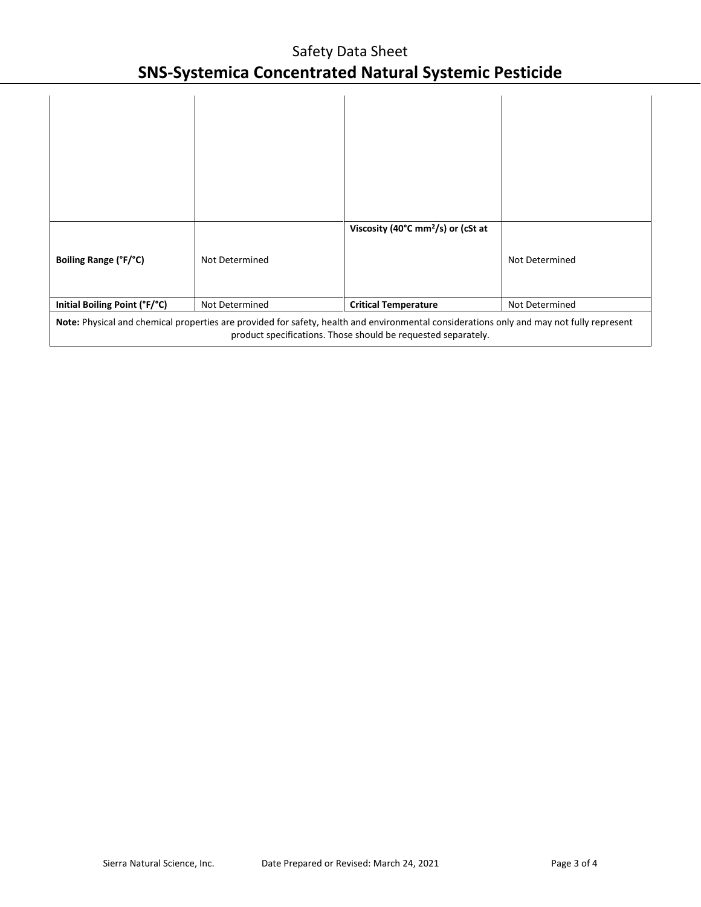| | | | |
|---|---|---|---|
| | | | |
| **Boiling Range (°F/°C)** | Not Determined | **Viscosity (40°C mm$^2$/s) or (cSt at** | Not Determined |
| **Initial Boiling Point (°F/°C)** | Not Determined | **Critical Temperature** | Not Determined |
| **Note:** Physical and chemical properties are provided for safety, health and environmental considerations only and may not fully represent product specifications. Those should be requested separately. | | | |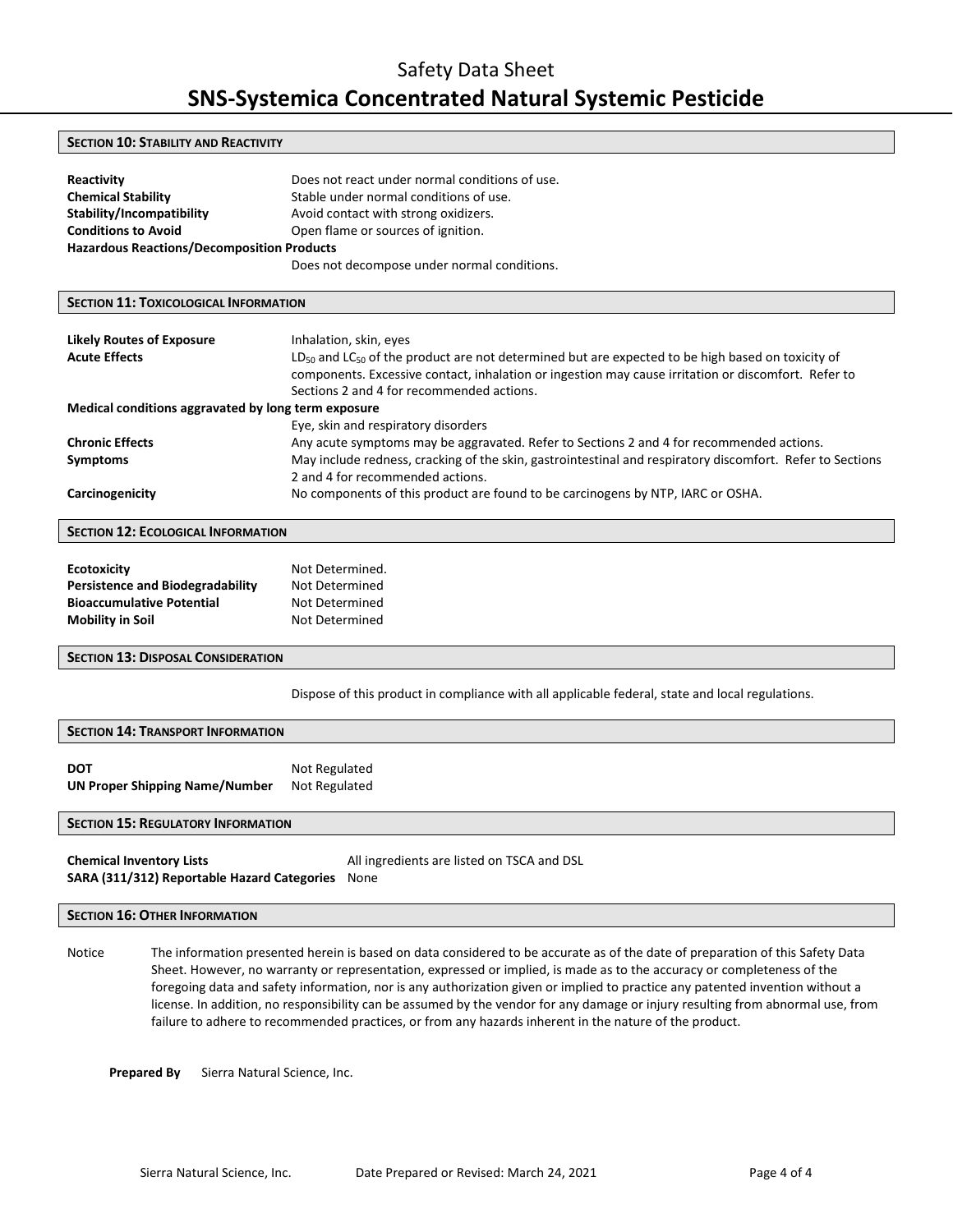## SECTION 10: STABILITY AND REACTIVITY

| | |
|---|---|
| **Reactivity** | Does not react under normal conditions of use. |
| **Chemical Stability** | Stable under normal conditions of use. |
| **Stability/Incompatibility** | Avoid contact with strong oxidizers. |
| **Conditions to Avoid** | Open flame or sources of ignition. |
| **Hazardous Reactions/Decomposition Products** | Does not decompose under normal conditions. |

## SECTION 11: TOXICOLOGICAL INFORMATION

| | |
|---|---|
| **Likely Routes of Exposure** | Inhalation, skin, eyes |
| **Acute Effects** | $LD_{50}$ and $LC_{50}$ of the product are not determined but are expected to be high based on toxicity of components. Excessive contact, inhalation or ingestion may cause irritation or discomfort. Refer to Sections 2 and 4 for recommended actions. |
| **Medical conditions aggravated by long term exposure** | Eye, skin and respiratory disorders |
| **Chronic Effects** | Any acute symptoms may be aggravated. Refer to Sections 2 and 4 for recommended actions. |
| **Symptoms** | May include redness, cracking of the skin, gastrointestinal and respiratory discomfort. Refer to Sections 2 and 4 for recommended actions. |
| **Carcinogenicity** | No components of this product are found to be carcinogens by NTP, IARC or OSHA. |

## SECTION 12: ECOLOGICAL INFORMATION

| | |
|---|---|
| **Ecotoxicity** | Not Determined. |
| **Persistence and Biodegradability** | Not Determined |
| **Bioaccumulative Potential** | Not Determined |
| **Mobility in Soil** | Not Determined |

## SECTION 13: DISPOSAL CONSIDERATION

Dispose of this product in compliance with all applicable federal, state and local regulations.

## SECTION 14: TRANSPORT INFORMATION

| | |
|---|---|
| **DOT** | Not Regulated |
| **UN Proper Shipping Name/Number** | Not Regulated |

## SECTION 15: REGULATORY INFORMATION

| | |
|---|---|
| **Chemical Inventory Lists** | All ingredients are listed on TSCA and DSL |
| **SARA (311/312) Reportable Hazard Categories** | None |

## SECTION 16: OTHER INFORMATION

Notice — The information presented herein is based on data considered to be accurate as of the date of preparation of this Safety Data Sheet. However, no warranty or representation, expressed or implied, is made as to the accuracy or completeness of the foregoing data and safety information, nor is any authorization given or implied to practice any patented invention without a license. In addition, no responsibility can be assumed by the vendor for any damage or injury resulting from abnormal use, from failure to adhere to recommended practices, or from any hazards inherent in the nature of the product.

**Prepared By** Sierra Natural Science, Inc.